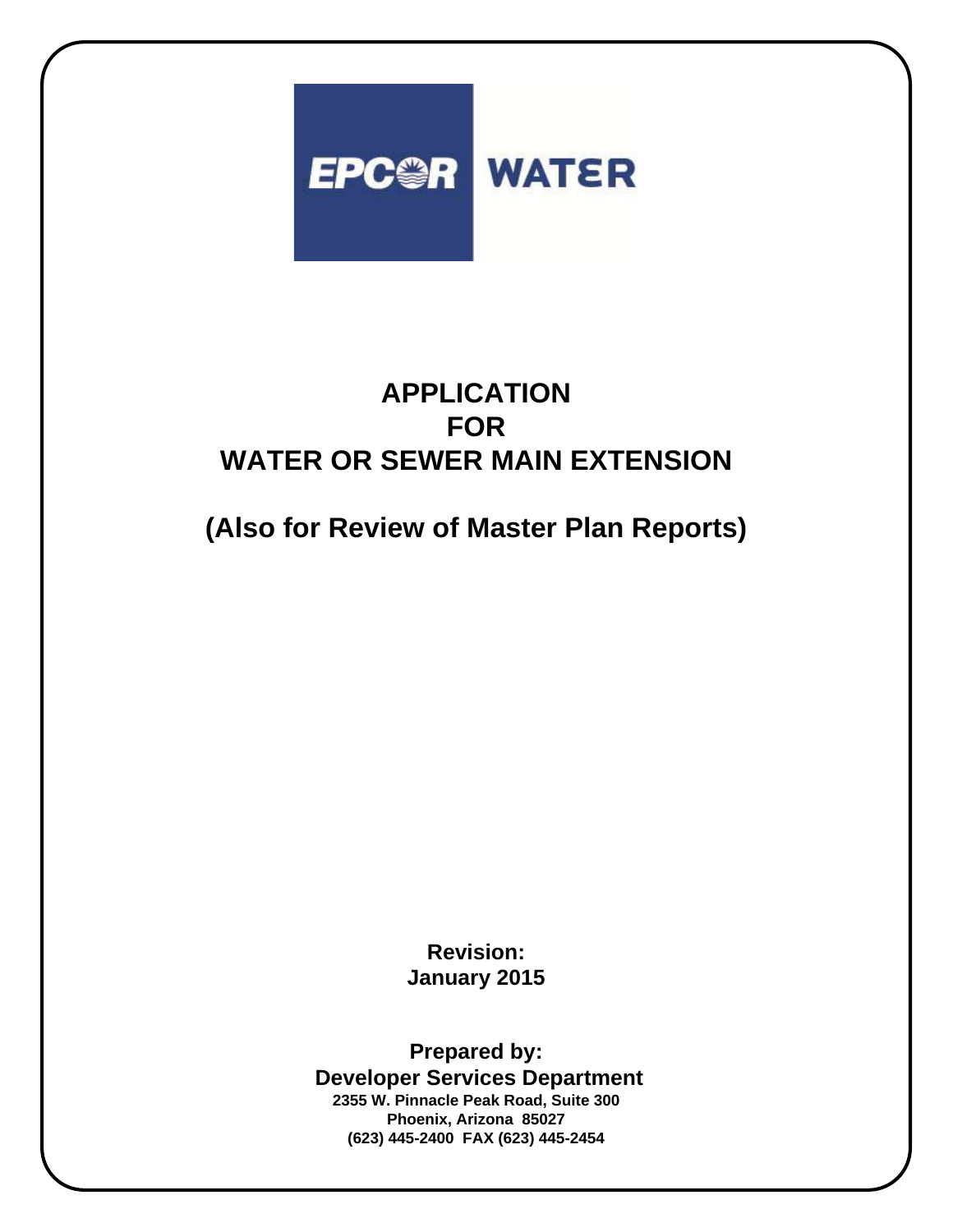EPCOR WATER

# APPLICATION
# FOR
# WATER OR SEWER MAIN EXTENSION

## (Also for Review of Master Plan Reports)

**Revision:**
**January 2015**

**Prepared by:**
**Developer Services Department**
**2355 W. Pinnacle Peak Road, Suite 300**
**Phoenix, Arizona 85027**
**(623) 445-2400 FAX (623) 445-2454**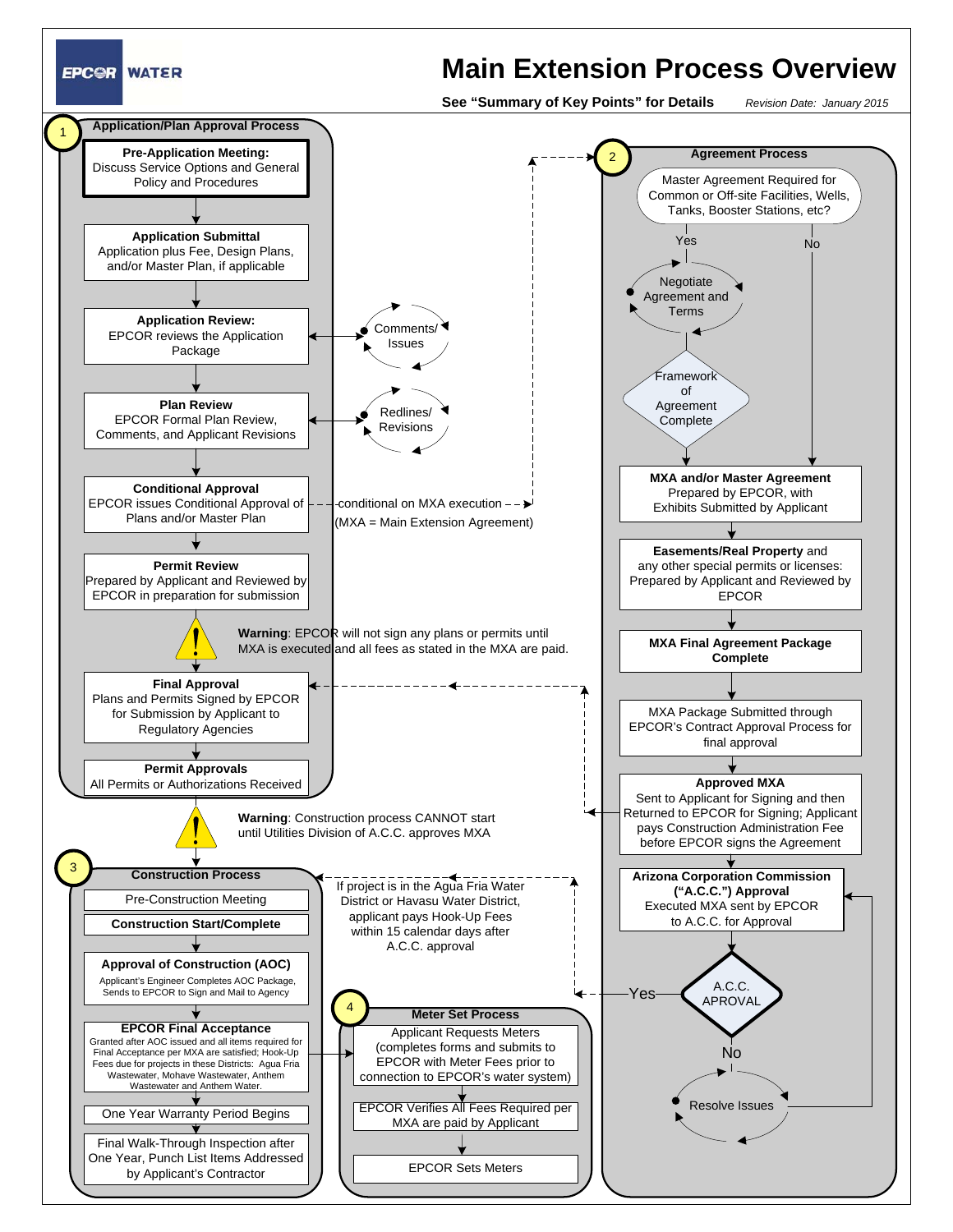# Main Extension Process Overview

**See "Summary of Key Points" for Details** *Revision Date: January 2015*

EPCOR WATER

## 1 Application/Plan Approval Process

**Pre-Application Meeting:**
Discuss Service Options and General Policy and Procedures

**Application Submittal**
Application plus Fee, Design Plans, and/or Master Plan, if applicable

**Application Review:**
EPCOR reviews the Application Package

Comments/ Issues

**Plan Review**
EPCOR Formal Plan Review, Comments, and Applicant Revisions

Redlines/ Revisions

**Conditional Approval**
EPCOR issues Conditional Approval of Plans and/or Master Plan

conditional on MXA execution
(MXA = Main Extension Agreement)

**Permit Review**
Prepared by Applicant and Reviewed by EPCOR in preparation for submission

**Warning**: EPCOR will not sign any plans or permits until MXA is executed and all fees as stated in the MXA are paid.

**Final Approval**
Plans and Permits Signed by EPCOR for Submission by Applicant to Regulatory Agencies

**Permit Approvals**
All Permits or Authorizations Received

**Warning**: Construction process CANNOT start until Utilities Division of A.C.C. approves MXA

## 2 Agreement Process

Master Agreement Required for Common or Off-site Facilities, Wells, Tanks, Booster Stations, etc?

- Yes: Negotiate Agreement and Terms → Framework of Agreement Complete
- No

**MXA and/or Master Agreement**
Prepared by EPCOR, with Exhibits Submitted by Applicant

**Easements/Real Property** and any other special permits or licenses: Prepared by Applicant and Reviewed by EPCOR

**MXA Final Agreement Package Complete**

MXA Package Submitted through EPCOR's Contract Approval Process for final approval

**Approved MXA**
Sent to Applicant for Signing and then Returned to EPCOR for Signing; Applicant pays Construction Administration Fee before EPCOR signs the Agreement

**Arizona Corporation Commission ("A.C.C.") Approval**
Executed MXA sent by EPCOR to A.C.C. for Approval

A.C.C. APROVAL

- Yes
- No: Resolve Issues

## 3 Construction Process

Pre-Construction Meeting

**Construction Start/Complete**

If project is in the Agua Fria Water District or Havasu Water District, applicant pays Hook-Up Fees within 15 calendar days after A.C.C. approval

**Approval of Construction (AOC)**
Applicant's Engineer Completes AOC Package, Sends to EPCOR to Sign and Mail to Agency

**EPCOR Final Acceptance**
Granted after AOC issued and all items required for Final Acceptance per MXA are satisfied; Hook-Up Fees due for projects in these Districts: Agua Fria Wastewater, Mohave Wastewater, Anthem Wastewater and Anthem Water.

One Year Warranty Period Begins

Final Walk-Through Inspection after One Year, Punch List Items Addressed by Applicant's Contractor

## 4 Meter Set Process

Applicant Requests Meters (completes forms and submits to EPCOR with Meter Fees prior to connection to EPCOR's water system)

EPCOR Verifies All Fees Required per MXA are paid by Applicant

EPCOR Sets Meters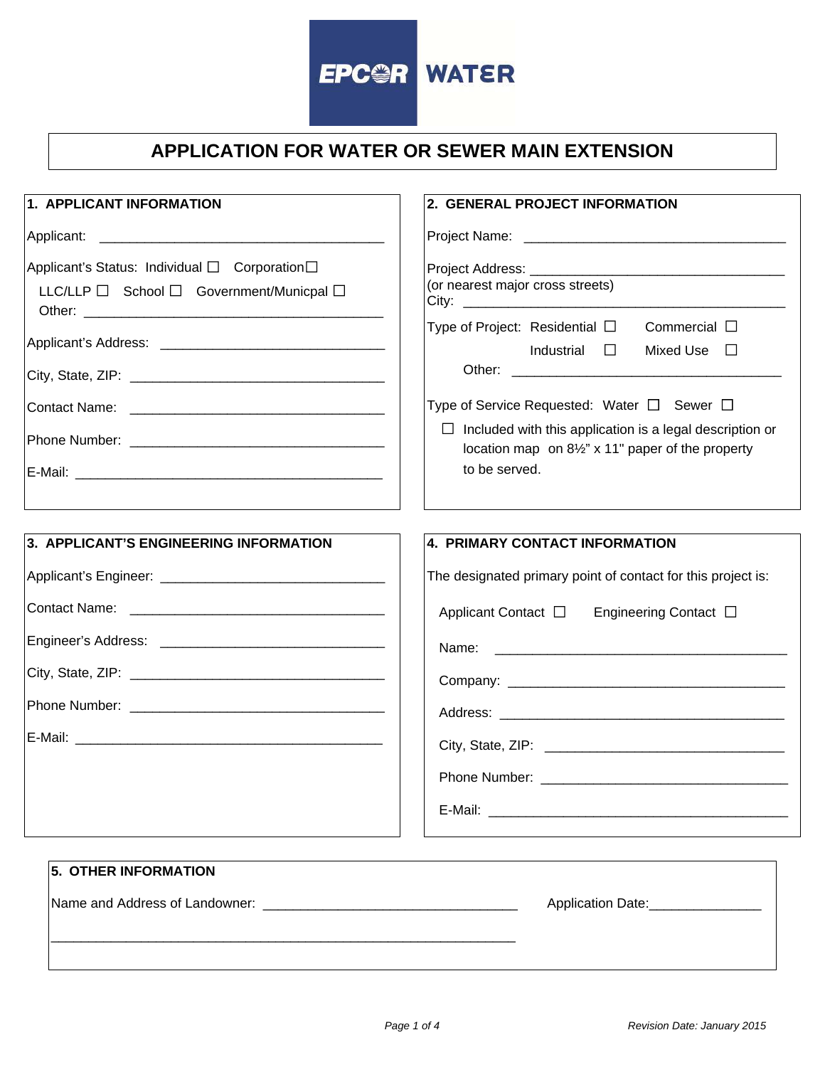EPCOR WATER

# APPLICATION FOR WATER OR SEWER MAIN EXTENSION

## 1. APPLICANT INFORMATION

Applicant: ________________________________________

Applicant's Status: Individual ☐ Corporation☐

LLC/LLP ☐ School ☐ Government/Municpal ☐

Other: ________________________________________

Applicant's Address: ______________________________

City, State, ZIP: __________________________________

Contact Name: ___________________________________

Phone Number: ___________________________________

E-Mail: ___________________________________________

## 2. GENERAL PROJECT INFORMATION

Project Name: ____________________________________

Project Address: __________________________________
(or nearest major cross streets)
City: ____________________________________________

Type of Project: Residential ☐ Commercial ☐

Industrial ☐ Mixed Use ☐

Other: ____________________________________

Type of Service Requested: Water ☐ Sewer ☐

☐ Included with this application is a legal description or location map on 8½" x 11" paper of the property to be served.

## 3. APPLICANT'S ENGINEERING INFORMATION

Applicant's Engineer: ______________________________

Contact Name: ___________________________________

Engineer's Address: _______________________________

City, State, ZIP: __________________________________

Phone Number: ___________________________________

E-Mail: ___________________________________________

## 4. PRIMARY CONTACT INFORMATION

The designated primary point of contact for this project is:

Applicant Contact ☐ Engineering Contact ☐

Name: ________________________________________

Company: _____________________________________

Address: ______________________________________

City, State, ZIP: ________________________________

Phone Number: _________________________________

E-Mail: _______________________________________

## 5. OTHER INFORMATION

Name and Address of Landowner: ___________________________________ Application Date:_______________

_________________________________________________________________

Revision Date: January 2015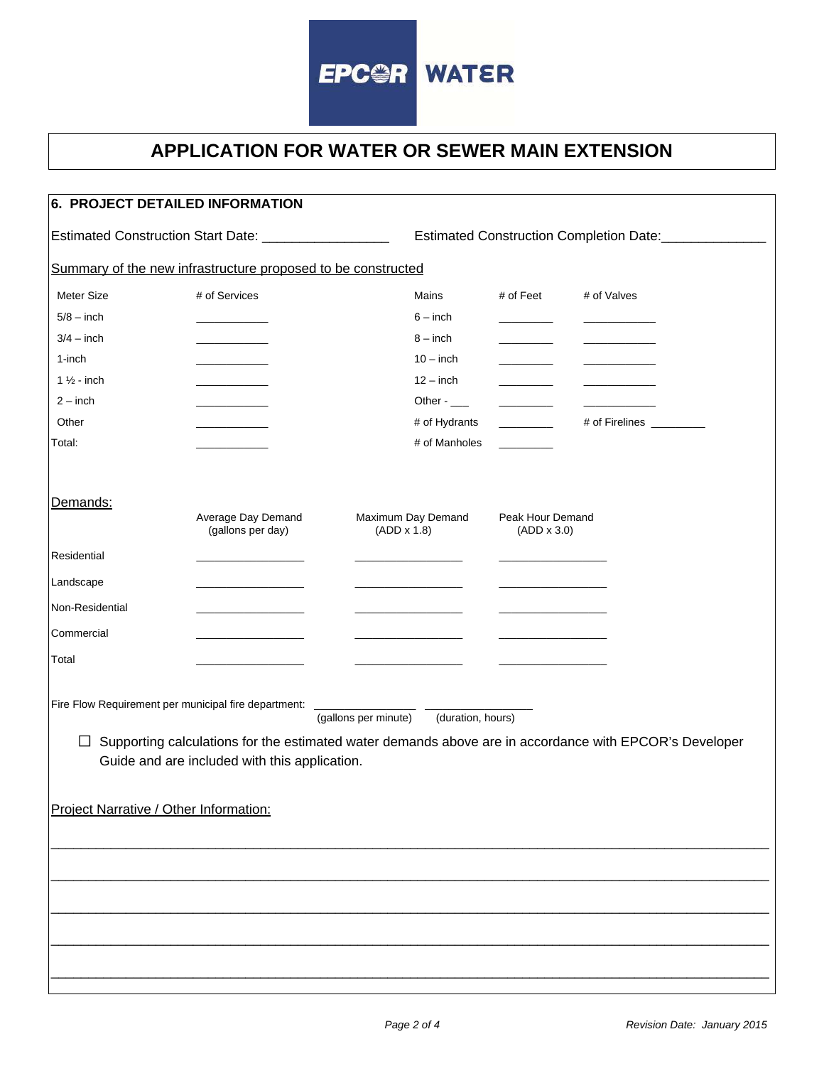EPCOR WATER

# APPLICATION FOR WATER OR SEWER MAIN EXTENSION

## 6. PROJECT DETAILED INFORMATION

Estimated Construction Start Date: ________________ Estimated Construction Completion Date: ______________

Summary of the new infrastructure proposed to be constructed

| Meter Size | # of Services | Mains | # of Feet | # of Valves |
|---|---|---|---|---|
| 5/8 – inch | ________ | 6 – inch | ________ | ________ |
| 3/4 – inch | ________ | 8 – inch | ________ | ________ |
| 1-inch | ________ | 10 – inch | ________ | ________ |
| 1 ½ - inch | ________ | 12 – inch | ________ | ________ |
| 2 – inch | ________ | Other - ___ | ________ | ________ |
| Other | ________ | # of Hydrants | ________ | # of Firelines ________ |
| Total: | ________ | # of Manholes | ________ | |

Demands:

| | Average Day Demand (gallons per day) | Maximum Day Demand (ADD x 1.8) | Peak Hour Demand (ADD x 3.0) |
|---|---|---|---|
| Residential | ________ | ________ | ________ |
| Landscape | ________ | ________ | ________ |
| Non-Residential | ________ | ________ | ________ |
| Commercial | ________ | ________ | ________ |
| Total | ________ | ________ | ________ |

Fire Flow Requirement per municipal fire department: ____________ (gallons per minute) ____________ (duration, hours)

☐ Supporting calculations for the estimated water demands above are in accordance with EPCOR's Developer Guide and are included with this application.

Project Narrative / Other Information:

______________________________________________________________________________

______________________________________________________________________________

______________________________________________________________________________

______________________________________________________________________________

______________________________________________________________________________

Revision Date: January 2015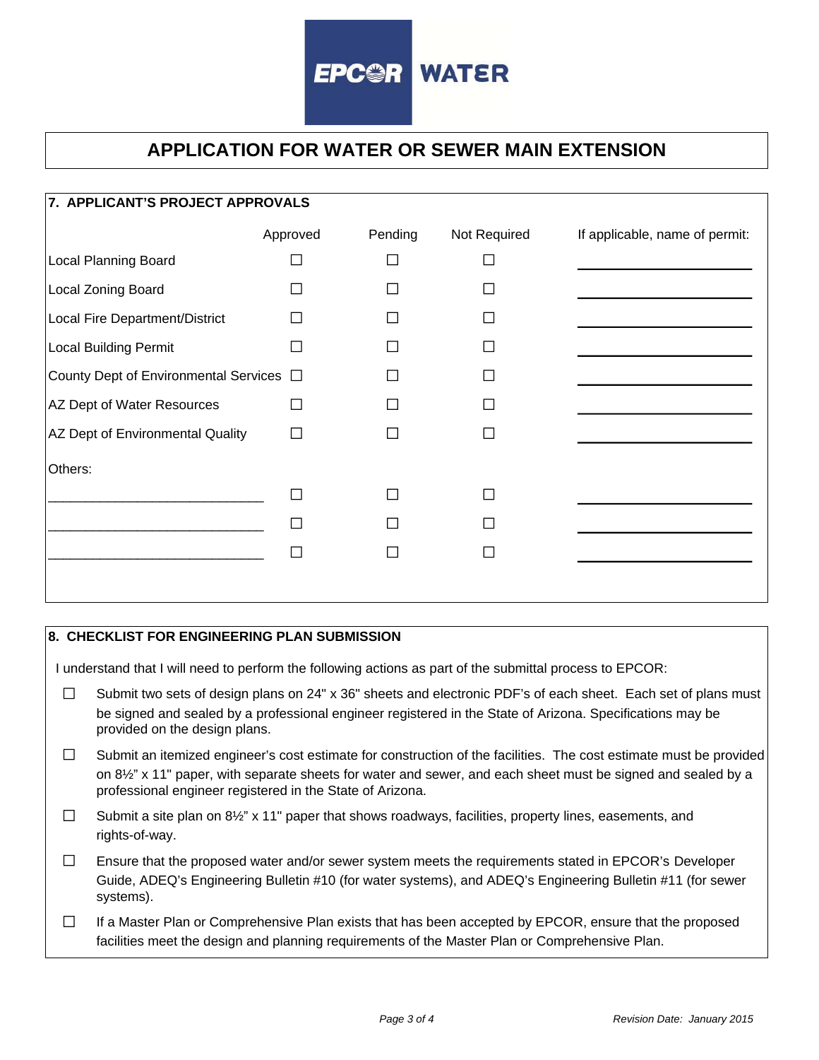# APPLICATION FOR WATER OR SEWER MAIN EXTENSION

## 7. APPLICANT'S PROJECT APPROVALS

| | Approved | Pending | Not Required | If applicable, name of permit: |
|---|---|---|---|---|
| Local Planning Board | ☐ | ☐ | ☐ | ____________________ |
| Local Zoning Board | ☐ | ☐ | ☐ | ____________________ |
| Local Fire Department/District | ☐ | ☐ | ☐ | ____________________ |
| Local Building Permit | ☐ | ☐ | ☐ | ____________________ |
| County Dept of Environmental Services | ☐ | ☐ | ☐ | ____________________ |
| AZ Dept of Water Resources | ☐ | ☐ | ☐ | ____________________ |
| AZ Dept of Environmental Quality | ☐ | ☐ | ☐ | ____________________ |
| Others: | | | | |
| ____________________________ | ☐ | ☐ | ☐ | ____________________ |
| ____________________________ | ☐ | ☐ | ☐ | ____________________ |
| ____________________________ | ☐ | ☐ | ☐ | ____________________ |

## 8. CHECKLIST FOR ENGINEERING PLAN SUBMISSION

I understand that I will need to perform the following actions as part of the submittal process to EPCOR:

- ☐ Submit two sets of design plans on 24" x 36" sheets and electronic PDF's of each sheet. Each set of plans must be signed and sealed by a professional engineer registered in the State of Arizona. Specifications may be provided on the design plans.
- ☐ Submit an itemized engineer's cost estimate for construction of the facilities. The cost estimate must be provided on 8½" x 11" paper, with separate sheets for water and sewer, and each sheet must be signed and sealed by a professional engineer registered in the State of Arizona.
- ☐ Submit a site plan on 8½" x 11" paper that shows roadways, facilities, property lines, easements, and rights-of-way.
- ☐ Ensure that the proposed water and/or sewer system meets the requirements stated in EPCOR's Developer Guide, ADEQ's Engineering Bulletin #10 (for water systems), and ADEQ's Engineering Bulletin #11 (for sewer systems).
- ☐ If a Master Plan or Comprehensive Plan exists that has been accepted by EPCOR, ensure that the proposed facilities meet the design and planning requirements of the Master Plan or Comprehensive Plan.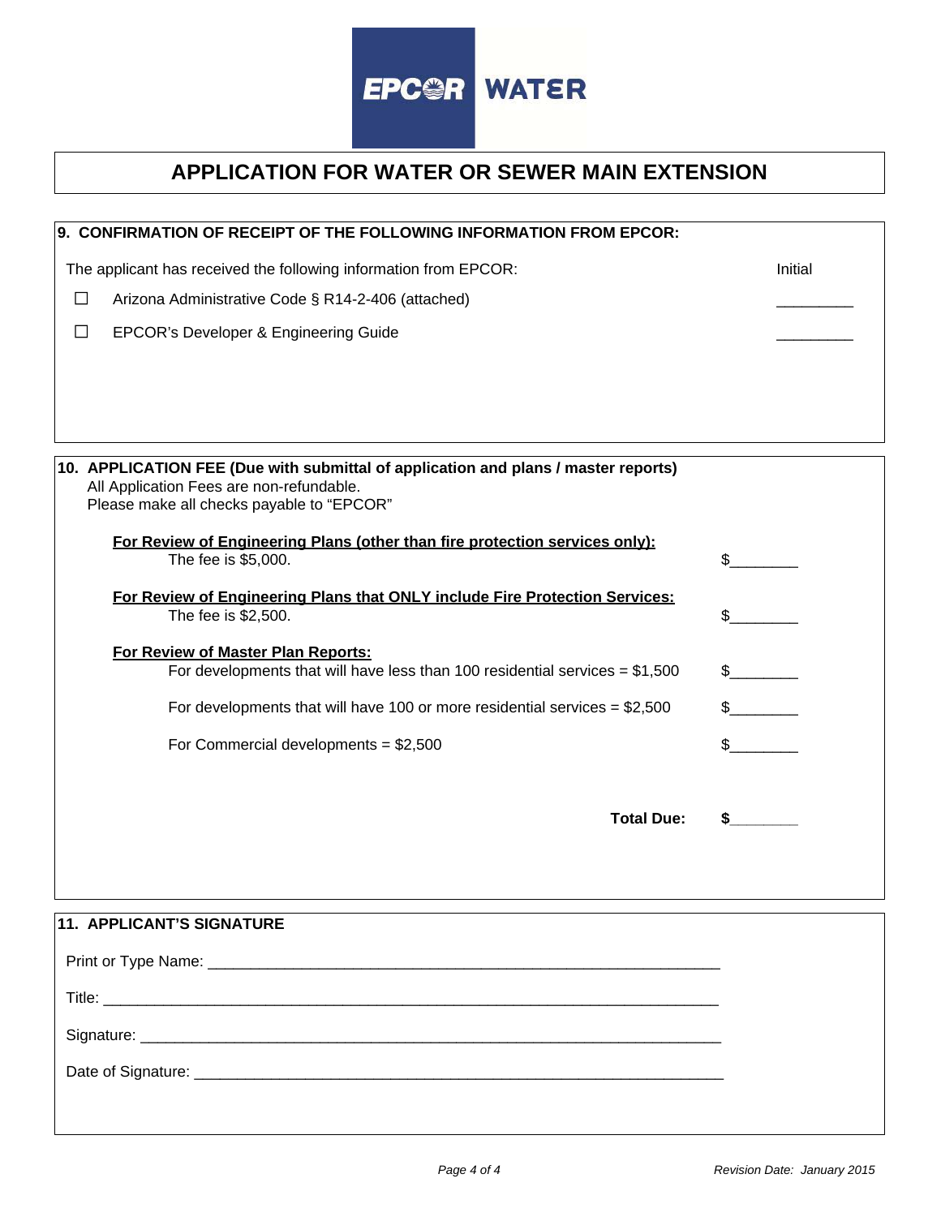EPCOR WATER

# APPLICATION FOR WATER OR SEWER MAIN EXTENSION

## 9. CONFIRMATION OF RECEIPT OF THE FOLLOWING INFORMATION FROM EPCOR:

The applicant has received the following information from EPCOR:

| | | Initial |
|---|---|---|
| ☐ | Arizona Administrative Code § R14-2-406 (attached) | _________ |
| ☐ | EPCOR's Developer & Engineering Guide | _________ |

## 10. APPLICATION FEE (Due with submittal of application and plans / master reports)

All Application Fees are non-refundable.
Please make all checks payable to "EPCOR"

**<u>For Review of Engineering Plans (other than fire protection services only):</u>**

The fee is $5,000. $________

**<u>For Review of Engineering Plans that ONLY include Fire Protection Services:</u>**

The fee is $2,500. $________

**<u>For Review of Master Plan Reports:</u>**

For developments that will have less than 100 residential services = $1,500 $________

For developments that will have 100 or more residential services = $2,500 $________

For Commercial developments = $2,500 $________

**Total Due: $________**

## 11. APPLICANT'S SIGNATURE

Print or Type Name: ________________________________________________

Title: ________________________________________________

Signature: ________________________________________________

Date of Signature: ________________________________________________

*Revision Date: January 2015*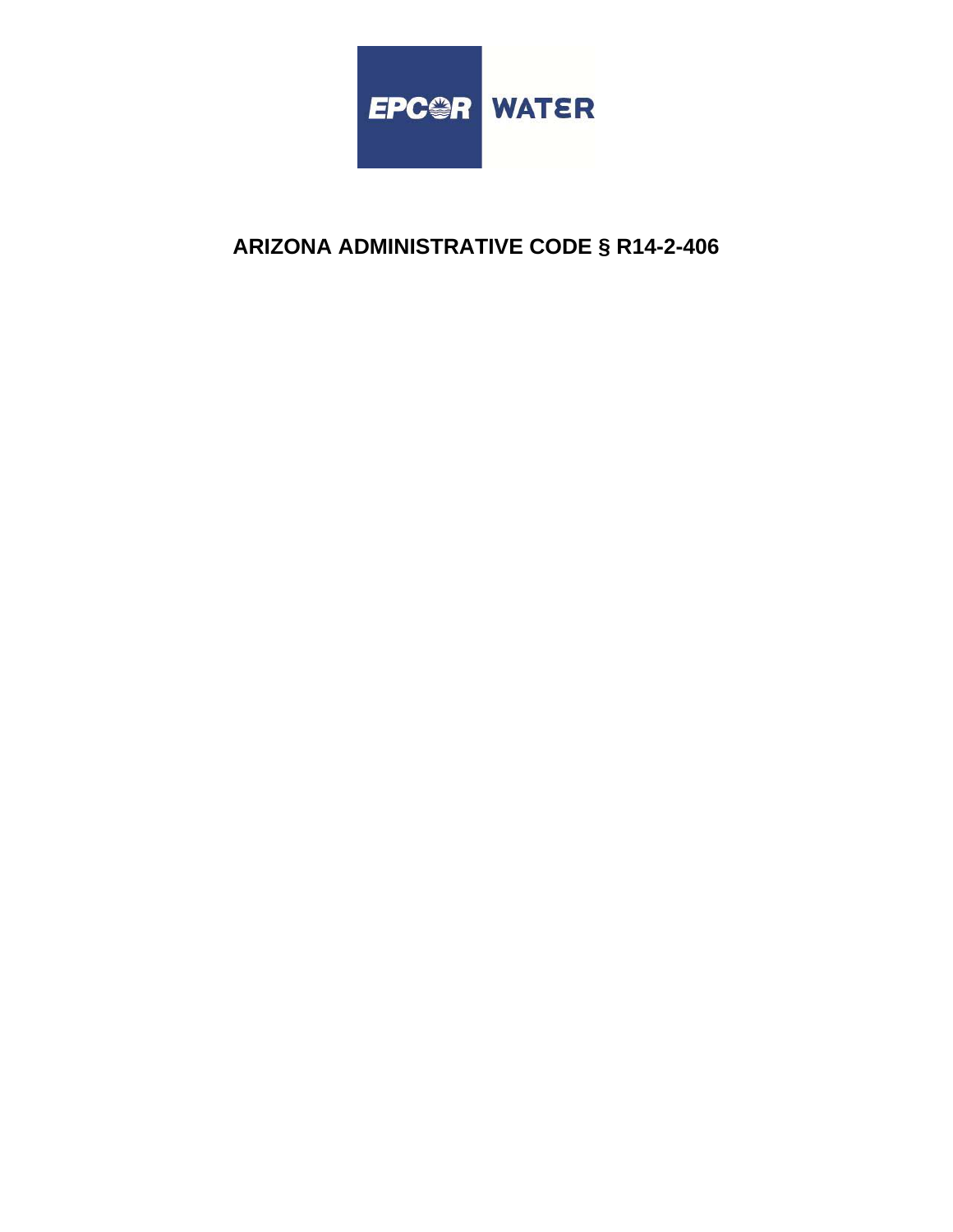EPCOR WATER

# ARIZONA ADMINISTRATIVE CODE § R14-2-406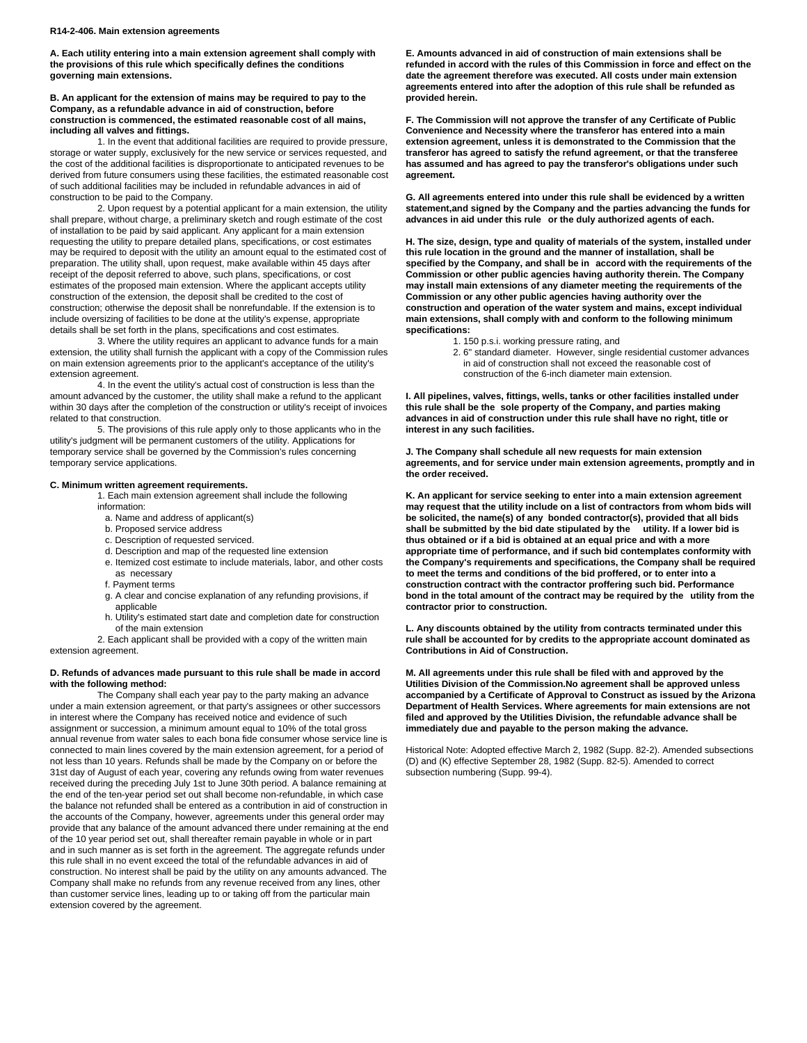**R14-2-406. Main extension agreements**

**A. Each utility entering into a main extension agreement shall comply with the provisions of this rule which specifically defines the conditions governing main extensions.**

**B. An applicant for the extension of mains may be required to pay to the Company, as a refundable advance in aid of construction, before construction is commenced, the estimated reasonable cost of all mains, including all valves and fittings.**

1. In the event that additional facilities are required to provide pressure, storage or water supply, exclusively for the new service or services requested, and the cost of the additional facilities is disproportionate to anticipated revenues to be derived from future consumers using these facilities, the estimated reasonable cost of such additional facilities may be included in refundable advances in aid of construction to be paid to the Company.

2. Upon request by a potential applicant for a main extension, the utility shall prepare, without charge, a preliminary sketch and rough estimate of the cost of installation to be paid by said applicant. Any applicant for a main extension requesting the utility to prepare detailed plans, specifications, or cost estimates may be required to deposit with the utility an amount equal to the estimated cost of preparation. The utility shall, upon request, make available within 45 days after receipt of the deposit referred to above, such plans, specifications, or cost estimates of the proposed main extension. Where the applicant accepts utility construction of the extension, the deposit shall be credited to the cost of construction; otherwise the deposit shall be nonrefundable. If the extension is to include oversizing of facilities to be done at the utility's expense, appropriate details shall be set forth in the plans, specifications and cost estimates.

3. Where the utility requires an applicant to advance funds for a main extension, the utility shall furnish the applicant with a copy of the Commission rules on main extension agreements prior to the applicant's acceptance of the utility's extension agreement.

4. In the event the utility's actual cost of construction is less than the amount advanced by the customer, the utility shall make a refund to the applicant within 30 days after the completion of the construction or utility's receipt of invoices related to that construction.

5. The provisions of this rule apply only to those applicants who in the utility's judgment will be permanent customers of the utility. Applications for temporary service shall be governed by the Commission's rules concerning temporary service applications.

**C. Minimum written agreement requirements.**

1. Each main extension agreement shall include the following information:
   - a. Name and address of applicant(s)
   - b. Proposed service address
   - c. Description of requested serviced.
   - d. Description and map of the requested line extension
   - e. Itemized cost estimate to include materials, labor, and other costs as necessary
   - f. Payment terms
   - g. A clear and concise explanation of any refunding provisions, if applicable
   - h. Utility's estimated start date and completion date for construction of the main extension

2. Each applicant shall be provided with a copy of the written main extension agreement.

**D. Refunds of advances made pursuant to this rule shall be made in accord with the following method:**

The Company shall each year pay to the party making an advance under a main extension agreement, or that party's assignees or other successors in interest where the Company has received notice and evidence of such assignment or succession, a minimum amount equal to 10% of the total gross annual revenue from water sales to each bona fide consumer whose service line is connected to main lines covered by the main extension agreement, for a period of not less than 10 years. Refunds shall be made by the Company on or before the 31st day of August of each year, covering any refunds owing from water revenues received during the preceding July 1st to June 30th period. A balance remaining at the end of the ten-year period set out shall become non-refundable, in which case the balance not refunded shall be entered as a contribution in aid of construction in the accounts of the Company, however, agreements under this general order may provide that any balance of the amount advanced there under remaining at the end of the 10 year period set out, shall thereafter remain payable in whole or in part and in such manner as is set forth in the agreement. The aggregate refunds under this rule shall in no event exceed the total of the refundable advances in aid of construction. No interest shall be paid by the utility on any amounts advanced. The Company shall make no refunds from any revenue received from any lines, other than customer service lines, leading up to or taking off from the particular main extension covered by the agreement.

**E. Amounts advanced in aid of construction of main extensions shall be refunded in accord with the rules of this Commission in force and effect on the date the agreement therefore was executed. All costs under main extension agreements entered into after the adoption of this rule shall be refunded as provided herein.**

**F. The Commission will not approve the transfer of any Certificate of Public Convenience and Necessity where the transferor has entered into a main extension agreement, unless it is demonstrated to the Commission that the transferor has agreed to satisfy the refund agreement, or that the transferee has assumed and has agreed to pay the transferor's obligations under such agreement.**

**G. All agreements entered into under this rule shall be evidenced by a written statement,and signed by the Company and the parties advancing the funds for advances in aid under this rule or the duly authorized agents of each.**

**H. The size, design, type and quality of materials of the system, installed under this rule location in the ground and the manner of installation, shall be specified by the Company, and shall be in accord with the requirements of the Commission or other public agencies having authority therein. The Company may install main extensions of any diameter meeting the requirements of the Commission or any other public agencies having authority over the construction and operation of the water system and mains, except individual main extensions, shall comply with and conform to the following minimum specifications:**

1. 150 p.s.i. working pressure rating, and
2. 6" standard diameter. However, single residential customer advances in aid of construction shall not exceed the reasonable cost of construction of the 6-inch diameter main extension.

**I. All pipelines, valves, fittings, wells, tanks or other facilities installed under this rule shall be the sole property of the Company, and parties making advances in aid of construction under this rule shall have no right, title or interest in any such facilities.**

**J. The Company shall schedule all new requests for main extension agreements, and for service under main extension agreements, promptly and in the order received.**

**K. An applicant for service seeking to enter into a main extension agreement may request that the utility include on a list of contractors from whom bids will be solicited, the name(s) of any bonded contractor(s), provided that all bids shall be submitted by the bid date stipulated by the utility. If a lower bid is thus obtained or if a bid is obtained at an equal price and with a more appropriate time of performance, and if such bid contemplates conformity with the Company's requirements and specifications, the Company shall be required to meet the terms and conditions of the bid proffered, or to enter into a construction contract with the contractor proffering such bid. Performance bond in the total amount of the contract may be required by the utility from the contractor prior to construction.**

**L. Any discounts obtained by the utility from contracts terminated under this rule shall be accounted for by credits to the appropriate account dominated as Contributions in Aid of Construction.**

**M. All agreements under this rule shall be filed with and approved by the Utilities Division of the Commission.No agreement shall be approved unless accompanied by a Certificate of Approval to Construct as issued by the Arizona Department of Health Services. Where agreements for main extensions are not filed and approved by the Utilities Division, the refundable advance shall be immediately due and payable to the person making the advance.**

Historical Note: Adopted effective March 2, 1982 (Supp. 82-2). Amended subsections (D) and (K) effective September 28, 1982 (Supp. 82-5). Amended to correct subsection numbering (Supp. 99-4).